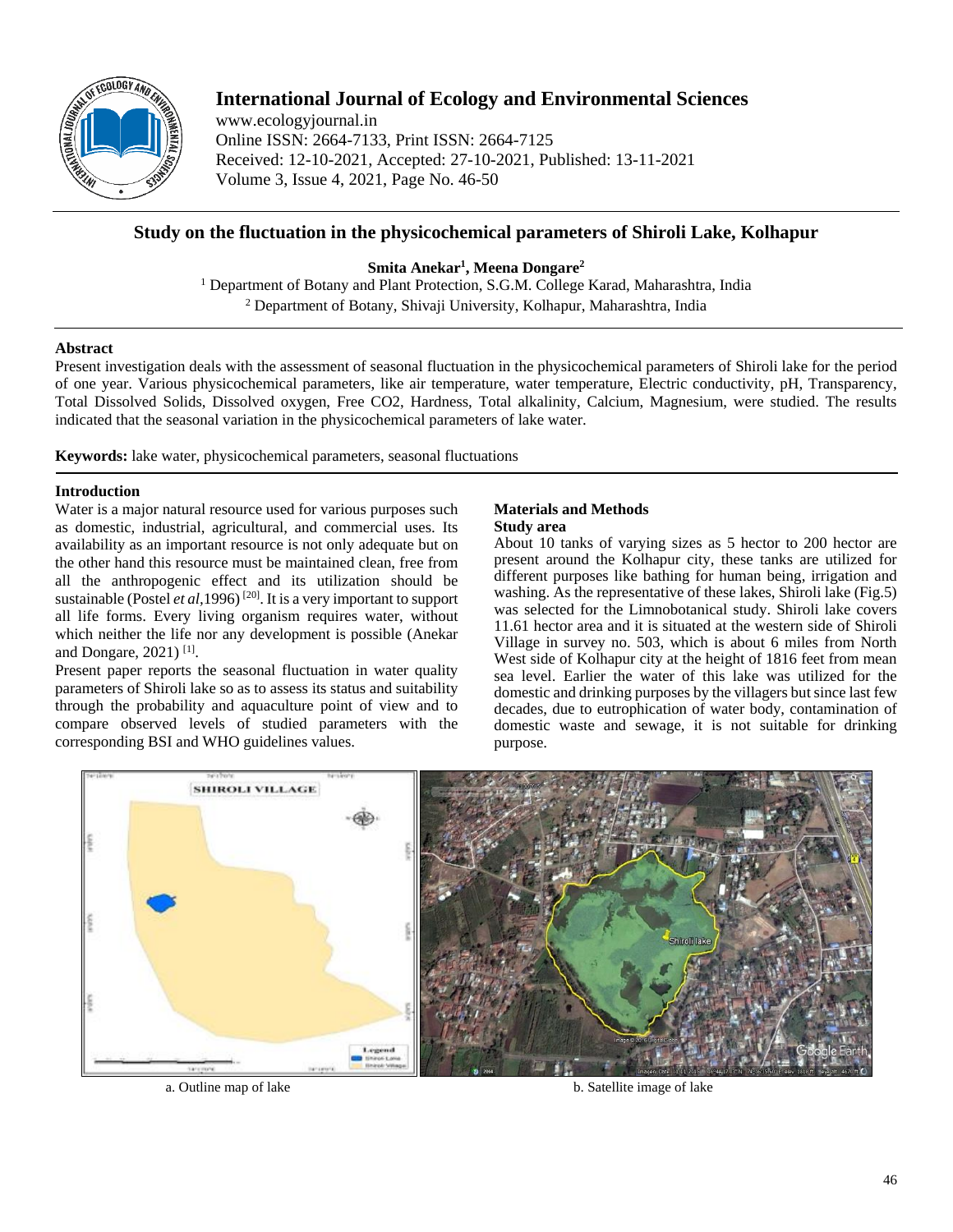# Study on the fluctuation in the physicochemical parameters of Shiroli Lake, Kolhapur

**Smita Anekar[1], Meena Dongare[2]**

[1] Department of Botany and Plant Protection, S.G.M. College Karad, Maharashtra, India

[2] Department of Botany, Shivaji University, Kolhapur, Maharashtra, India

## Abstract

Present investigation deals with the assessment of seasonal fluctuation in the physicochemical parameters of Shiroli lake for the period of one year. Various physicochemical parameters, like air temperature, water temperature, Electric conductivity, pH, Transparency, Total Dissolved Solids, Dissolved oxygen, Free CO2, Hardness, Total alkalinity, Calcium, Magnesium, were studied. The results indicated that the seasonal variation in the physicochemical parameters of lake water.

**Keywords:** lake water, physicochemical parameters, seasonal fluctuations

## Introduction

Water is a major natural resource used for various purposes such as domestic, industrial, agricultural, and commercial uses. Its availability as an important resource is not only adequate but on the other hand this resource must be maintained clean, free from all the anthropogenic effect and its utilization should be sustainable (Postel *et al*,1996) [20]. It is a very important to support all life forms. Every living organism requires water, without which neither the life nor any development is possible (Anekar and Dongare, 2021) [1].

Present paper reports the seasonal fluctuation in water quality parameters of Shiroli lake so as to assess its status and suitability through the probability and aquaculture point of view and to compare observed levels of studied parameters with the corresponding BSI and WHO guidelines values.

## Materials and Methods

### Study area

About 10 tanks of varying sizes as 5 hector to 200 hector are present around the Kolhapur city, these tanks are utilized for different purposes like bathing for human being, irrigation and washing. As the representative of these lakes, Shiroli lake (Fig.5) was selected for the Limnobotanical study. Shiroli lake covers 11.61 hector area and it is situated at the western side of Shiroli Village in survey no. 503, which is about 6 miles from North West side of Kolhapur city at the height of 1816 feet from mean sea level. Earlier the water of this lake was utilized for the domestic and drinking purposes by the villagers but since last few decades, due to eutrophication of water body, contamination of domestic waste and sewage, it is not suitable for drinking purpose.

a. Outline map of lake

b. Satellite image of lake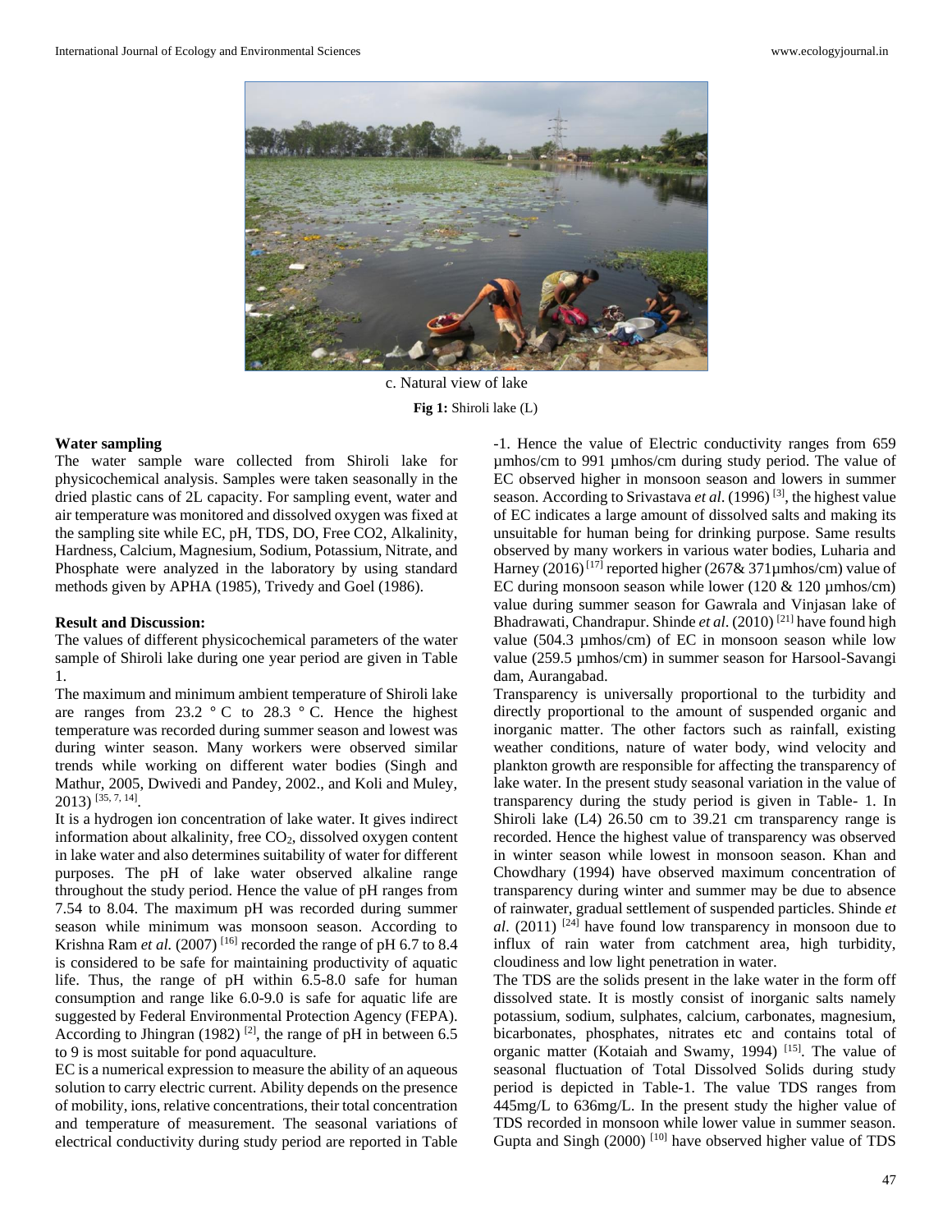c. Natural view of lake

**Fig 1:** Shiroli lake (L)

**Water sampling**

The water sample ware collected from Shiroli lake for physicochemical analysis. Samples were taken seasonally in the dried plastic cans of 2L capacity. For sampling event, water and air temperature was monitored and dissolved oxygen was fixed at the sampling site while EC, pH, TDS, DO, Free CO2, Alkalinity, Hardness, Calcium, Magnesium, Sodium, Potassium, Nitrate, and Phosphate were analyzed in the laboratory by using standard methods given by APHA (1985), Trivedy and Goel (1986).

**Result and Discussion:**

The values of different physicochemical parameters of the water sample of Shiroli lake during one year period are given in Table 1.

The maximum and minimum ambient temperature of Shiroli lake are ranges from 23.2 ° C to 28.3 ° C. Hence the highest temperature was recorded during summer season and lowest was during winter season. Many workers were observed similar trends while working on different water bodies (Singh and Mathur, 2005, Dwivedi and Pandey, 2002., and Koli and Muley, 2013) [35, 7, 14].

It is a hydrogen ion concentration of lake water. It gives indirect information about alkalinity, free $CO_2$, dissolved oxygen content in lake water and also determines suitability of water for different purposes. The pH of lake water observed alkaline range throughout the study period. Hence the value of pH ranges from 7.54 to 8.04. The maximum pH was recorded during summer season while minimum was monsoon season. According to Krishna Ram *et al.* (2007) [16] recorded the range of pH 6.7 to 8.4 is considered to be safe for maintaining productivity of aquatic life. Thus, the range of pH within 6.5-8.0 safe for human consumption and range like 6.0-9.0 is safe for aquatic life are suggested by Federal Environmental Protection Agency (FEPA). According to Jhingran (1982) [2], the range of pH in between 6.5 to 9 is most suitable for pond aquaculture.

EC is a numerical expression to measure the ability of an aqueous solution to carry electric current. Ability depends on the presence of mobility, ions, relative concentrations, their total concentration and temperature of measurement. The seasonal variations of electrical conductivity during study period are reported in Table -1. Hence the value of Electric conductivity ranges from 659 µmhos/cm to 991 µmhos/cm during study period. The value of EC observed higher in monsoon season and lowers in summer season. According to Srivastava *et al*. (1996) [3], the highest value of EC indicates a large amount of dissolved salts and making its unsuitable for human being for drinking purpose. Same results observed by many workers in various water bodies, Luharia and Harney (2016) [17] reported higher (267& 371µmhos/cm) value of EC during monsoon season while lower (120 & 120 µmhos/cm) value during summer season for Gawrala and Vinjasan lake of Bhadrawati, Chandrapur. Shinde *et al*. (2010) [21] have found high value (504.3 µmhos/cm) of EC in monsoon season while low value (259.5 µmhos/cm) in summer season for Harsool-Savangi dam, Aurangabad.

Transparency is universally proportional to the turbidity and directly proportional to the amount of suspended organic and inorganic matter. The other factors such as rainfall, existing weather conditions, nature of water body, wind velocity and plankton growth are responsible for affecting the transparency of lake water. In the present study seasonal variation in the value of transparency during the study period is given in Table- 1. In Shiroli lake (L4) 26.50 cm to 39.21 cm transparency range is recorded. Hence the highest value of transparency was observed in winter season while lowest in monsoon season. Khan and Chowdhary (1994) have observed maximum concentration of transparency during winter and summer may be due to absence of rainwater, gradual settlement of suspended particles. Shinde *et al*. (2011) [24] have found low transparency in monsoon due to influx of rain water from catchment area, high turbidity, cloudiness and low light penetration in water.

The TDS are the solids present in the lake water in the form off dissolved state. It is mostly consist of inorganic salts namely potassium, sodium, sulphates, calcium, carbonates, magnesium, bicarbonates, phosphates, nitrates etc and contains total of organic matter (Kotaiah and Swamy, 1994) [15]. The value of seasonal fluctuation of Total Dissolved Solids during study period is depicted in Table-1. The value TDS ranges from 445mg/L to 636mg/L. In the present study the higher value of TDS recorded in monsoon while lower value in summer season. Gupta and Singh (2000) [10] have observed higher value of TDS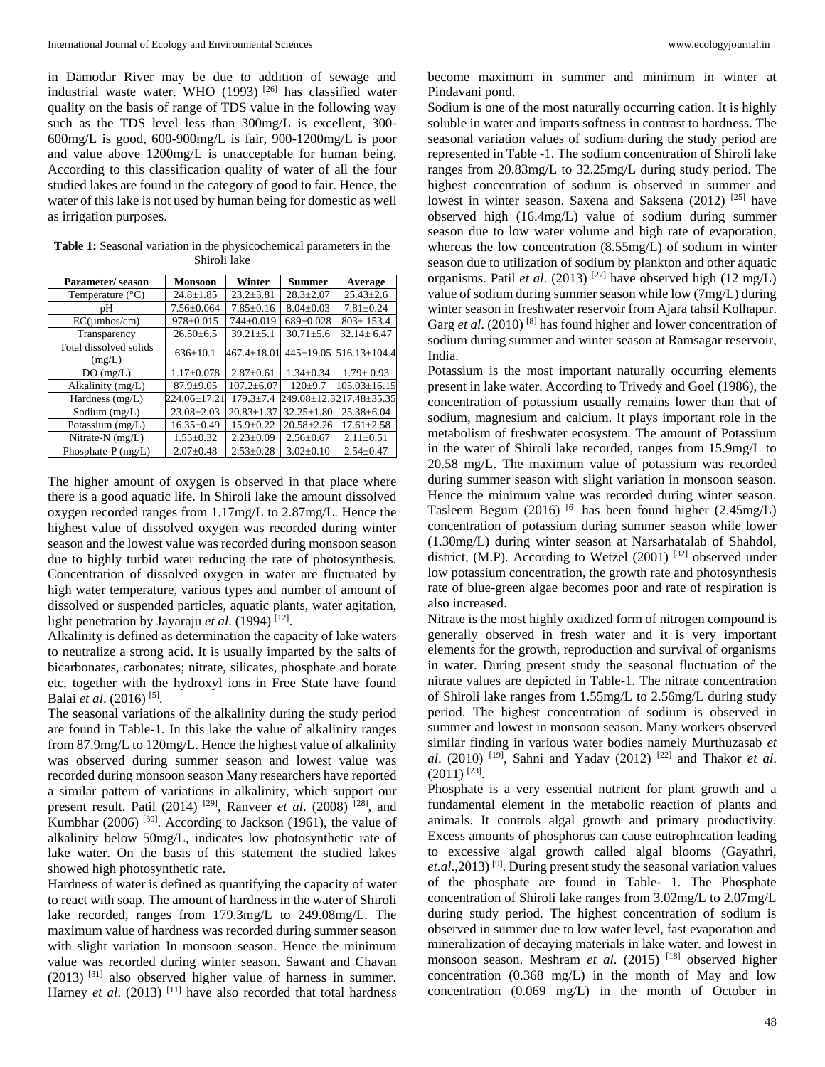in Damodar River may be due to addition of sewage and industrial waste water. WHO (1993) [26] has classified water quality on the basis of range of TDS value in the following way such as the TDS level less than 300mg/L is excellent, 300-600mg/L is good, 600-900mg/L is fair, 900-1200mg/L is poor and value above 1200mg/L is unacceptable for human being. According to this classification quality of water of all the four studied lakes are found in the category of good to fair. Hence, the water of this lake is not used by human being for domestic as well as irrigation purposes.

**Table 1:** Seasonal variation in the physicochemical parameters in the Shiroli lake

| Parameter/ season | Monsoon | Winter | Summer | Average |
|---|---|---|---|---|
| Temperature (°C) | 24.8±1.85 | 23.2±3.81 | 28.3±2.07 | 25.43±2.6 |
| pH | 7.56±0.064 | 7.85±0.16 | 8.04±0.03 | 7.81±0.24 |
| EC(μmhos/cm) | 978±0.015 | 744±0.019 | 689±0.028 | 803± 153.4 |
| Transparency | 26.50±6.5 | 39.21±5.1 | 30.71±5.6 | 32.14± 6.47 |
| Total dissolved solids (mg/L) | 636±10.1 | 467.4±18.01 | 445±19.05 | 516.13±104.4 |
| DO (mg/L) | 1.17±0.078 | 2.87±0.61 | 1.34±0.34 | 1.79± 0.93 |
| Alkalinity (mg/L) | 87.9±9.05 | 107.2±6.07 | 120±9.7 | 105.03±16.15 |
| Hardness (mg/L) | 224.06±17.21 | 179.3±7.4 | 249.08±12.3 | 217.48±35.35 |
| Sodium (mg/L) | 23.08±2.03 | 20.83±1.37 | 32.25±1.80 | 25.38±6.04 |
| Potassium (mg/L) | 16.35±0.49 | 15.9±0.22 | 20.58±2.26 | 17.61±2.58 |
| Nitrate-N (mg/L) | 1.55±0.32 | 2.23±0.09 | 2.56±0.67 | 2.11±0.51 |
| Phosphate-P (mg/L) | 2.07±0.48 | 2.53±0.28 | 3.02±0.10 | 2.54±0.47 |

The higher amount of oxygen is observed in that place where there is a good aquatic life. In Shiroli lake the amount dissolved oxygen recorded ranges from 1.17mg/L to 2.87mg/L. Hence the highest value of dissolved oxygen was recorded during winter season and the lowest value was recorded during monsoon season due to highly turbid water reducing the rate of photosynthesis. Concentration of dissolved oxygen in water are fluctuated by high water temperature, various types and number of amount of dissolved or suspended particles, aquatic plants, water agitation, light penetration by Jayaraju *et al*. (1994) [12].

Alkalinity is defined as determination the capacity of lake waters to neutralize a strong acid. It is usually imparted by the salts of bicarbonates, carbonates; nitrate, silicates, phosphate and borate etc, together with the hydroxyl ions in Free State have found Balai *et al*. (2016) [5].

The seasonal variations of the alkalinity during the study period are found in Table-1. In this lake the value of alkalinity ranges from 87.9mg/L to 120mg/L. Hence the highest value of alkalinity was observed during summer season and lowest value was recorded during monsoon season Many researchers have reported a similar pattern of variations in alkalinity, which support our present result. Patil (2014) [29], Ranveer *et al*. (2008) [28], and Kumbhar (2006) [30]. According to Jackson (1961), the value of alkalinity below 50mg/L, indicates low photosynthetic rate of lake water. On the basis of this statement the studied lakes showed high photosynthetic rate.

Hardness of water is defined as quantifying the capacity of water to react with soap. The amount of hardness in the water of Shiroli lake recorded, ranges from 179.3mg/L to 249.08mg/L. The maximum value of hardness was recorded during summer season with slight variation In monsoon season. Hence the minimum value was recorded during winter season. Sawant and Chavan (2013) [31] also observed higher value of harness in summer. Harney *et al*. (2013) [11] have also recorded that total hardness become maximum in summer and minimum in winter at Pindavani pond.

Sodium is one of the most naturally occurring cation. It is highly soluble in water and imparts softness in contrast to hardness. The seasonal variation values of sodium during the study period are represented in Table -1. The sodium concentration of Shiroli lake ranges from 20.83mg/L to 32.25mg/L during study period. The highest concentration of sodium is observed in summer and lowest in winter season. Saxena and Saksena (2012) [25] have observed high (16.4mg/L) value of sodium during summer season due to low water volume and high rate of evaporation, whereas the low concentration (8.55mg/L) of sodium in winter season due to utilization of sodium by plankton and other aquatic organisms. Patil *et al*. (2013) [27] have observed high (12 mg/L) value of sodium during summer season while low (7mg/L) during winter season in freshwater reservoir from Ajara tahsil Kolhapur. Garg *et al*. (2010) [8] has found higher and lower concentration of sodium during summer and winter season at Ramsagar reservoir, India.

Potassium is the most important naturally occurring elements present in lake water. According to Trivedy and Goel (1986), the concentration of potassium usually remains lower than that of sodium, magnesium and calcium. It plays important role in the metabolism of freshwater ecosystem. The amount of Potassium in the water of Shiroli lake recorded, ranges from 15.9mg/L to 20.58 mg/L. The maximum value of potassium was recorded during summer season with slight variation in monsoon season. Hence the minimum value was recorded during winter season. Tasleem Begum (2016) [6] has been found higher (2.45mg/L) concentration of potassium during summer season while lower (1.30mg/L) during winter season at Narsarhatalab of Shahdol, district, (M.P). According to Wetzel (2001) [32] observed under low potassium concentration, the growth rate and photosynthesis rate of blue-green algae becomes poor and rate of respiration is also increased.

Nitrate is the most highly oxidized form of nitrogen compound is generally observed in fresh water and it is very important elements for the growth, reproduction and survival of organisms in water. During present study the seasonal fluctuation of the nitrate values are depicted in Table-1. The nitrate concentration of Shiroli lake ranges from 1.55mg/L to 2.56mg/L during study period. The highest concentration of sodium is observed in summer and lowest in monsoon season. Many workers observed similar finding in various water bodies namely Murthuzasab *et al*. (2010) [19], Sahni and Yadav (2012) [22] and Thakor *et al*. (2011) [23].

Phosphate is a very essential nutrient for plant growth and a fundamental element in the metabolic reaction of plants and animals. It controls algal growth and primary productivity. Excess amounts of phosphorus can cause eutrophication leading to excessive algal growth called algal blooms (Gayathri, *et.al*.,2013) [9]. During present study the seasonal variation values of the phosphate are found in Table- 1. The Phosphate concentration of Shiroli lake ranges from 3.02mg/L to 2.07mg/L during study period. The highest concentration of sodium is observed in summer due to low water level, fast evaporation and mineralization of decaying materials in lake water. and lowest in monsoon season. Meshram *et al*. (2015) [18] observed higher concentration (0.368 mg/L) in the month of May and low concentration (0.069 mg/L) in the month of October in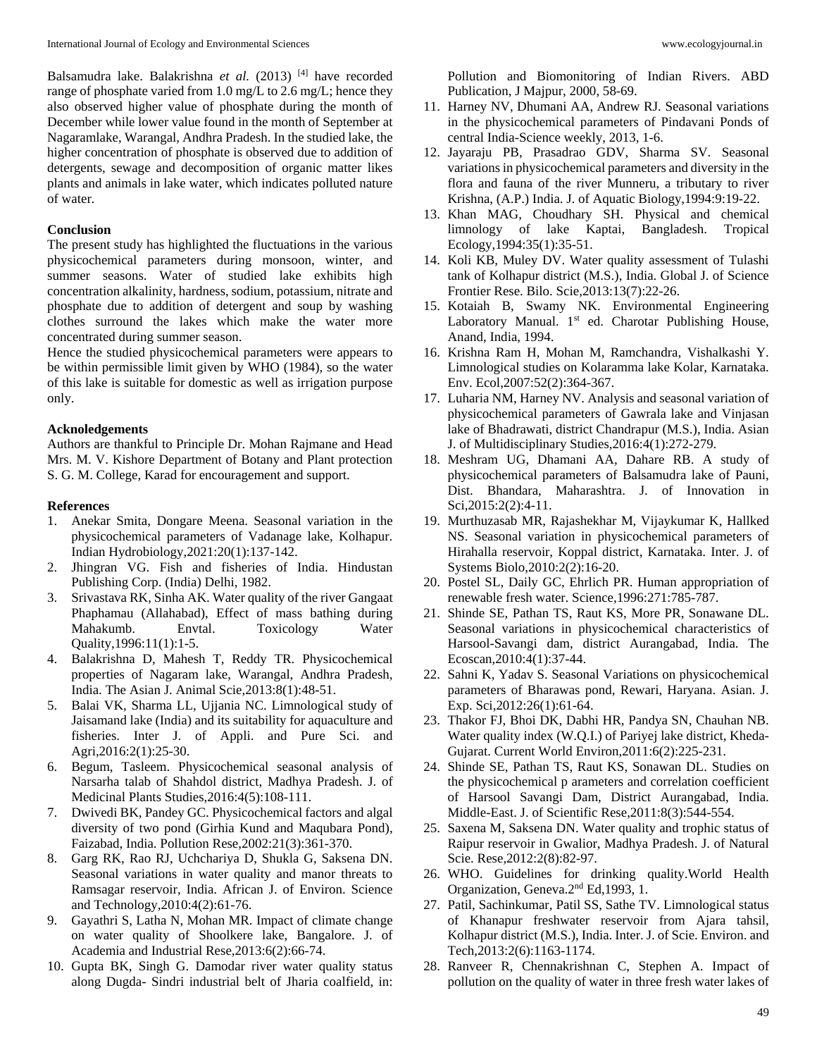Balsamudra lake. Balakrishna *et al.* (2013) [4] have recorded range of phosphate varied from 1.0 mg/L to 2.6 mg/L; hence they also observed higher value of phosphate during the month of December while lower value found in the month of September at Nagaramlake, Warangal, Andhra Pradesh. In the studied lake, the higher concentration of phosphate is observed due to addition of detergents, sewage and decomposition of organic matter likes plants and animals in lake water, which indicates polluted nature of water.

## Conclusion

The present study has highlighted the fluctuations in the various physicochemical parameters during monsoon, winter, and summer seasons. Water of studied lake exhibits high concentration alkalinity, hardness, sodium, potassium, nitrate and phosphate due to addition of detergent and soup by washing clothes surround the lakes which make the water more concentrated during summer season.

Hence the studied physicochemical parameters were appears to be within permissible limit given by WHO (1984), so the water of this lake is suitable for domestic as well as irrigation purpose only.

## Acknoledgements

Authors are thankful to Principle Dr. Mohan Rajmane and Head Mrs. M. V. Kishore Department of Botany and Plant protection S. G. M. College, Karad for encouragement and support.

## References

1. Anekar Smita, Dongare Meena. Seasonal variation in the physicochemical parameters of Vadanage lake, Kolhapur. Indian Hydrobiology,2021:20(1):137-142.
2. Jhingran VG. Fish and fisheries of India. Hindustan Publishing Corp. (India) Delhi, 1982.
3. Srivastava RK, Sinha AK. Water quality of the river Gangaat Phaphamau (Allahabad), Effect of mass bathing during Mahakumb. Envtal. Toxicology Water Quality,1996:11(1):1-5.
4. Balakrishna D, Mahesh T, Reddy TR. Physicochemical properties of Nagaram lake, Warangal, Andhra Pradesh, India. The Asian J. Animal Scie,2013:8(1):48-51.
5. Balai VK, Sharma LL, Ujjania NC. Limnological study of Jaisamand lake (India) and its suitability for aquaculture and fisheries. Inter J. of Appli. and Pure Sci. and Agri,2016:2(1):25-30.
6. Begum, Tasleem. Physicochemical seasonal analysis of Narsarha talab of Shahdol district, Madhya Pradesh. J. of Medicinal Plants Studies,2016:4(5):108-111.
7. Dwivedi BK, Pandey GC. Physicochemical factors and algal diversity of two pond (Girhia Kund and Maqubara Pond), Faizabad, India. Pollution Rese,2002:21(3):361-370.
8. Garg RK, Rao RJ, Uchchariya D, Shukla G, Saksena DN. Seasonal variations in water quality and manor threats to Ramsagar reservoir, India. African J. of Environ. Science and Technology,2010:4(2):61-76.
9. Gayathri S, Latha N, Mohan MR. Impact of climate change on water quality of Shoolkere lake, Bangalore. J. of Academia and Industrial Rese,2013:6(2):66-74.
10. Gupta BK, Singh G. Damodar river water quality status along Dugda- Sindri industrial belt of Jharia coalfield, in: Pollution and Biomonitoring of Indian Rivers. ABD Publication, J Majpur, 2000, 58-69.
11. Harney NV, Dhumani AA, Andrew RJ. Seasonal variations in the physicochemical parameters of Pindavani Ponds of central India-Science weekly, 2013, 1-6.
12. Jayaraju PB, Prasadrao GDV, Sharma SV. Seasonal variations in physicochemical parameters and diversity in the flora and fauna of the river Munneru, a tributary to river Krishna, (A.P.) India. J. of Aquatic Biology,1994:9:19-22.
13. Khan MAG, Choudhary SH. Physical and chemical limnology of lake Kaptai, Bangladesh. Tropical Ecology,1994:35(1):35-51.
14. Koli KB, Muley DV. Water quality assessment of Tulashi tank of Kolhapur district (M.S.), India. Global J. of Science Frontier Rese. Bilo. Scie,2013:13(7):22-26.
15. Kotaiah B, Swamy NK. Environmental Engineering Laboratory Manual. 1st ed. Charotar Publishing House, Anand, India, 1994.
16. Krishna Ram H, Mohan M, Ramchandra, Vishalkashi Y. Limnological studies on Kolaramma lake Kolar, Karnataka. Env. Ecol,2007:52(2):364-367.
17. Luharia NM, Harney NV. Analysis and seasonal variation of physicochemical parameters of Gawrala lake and Vinjasan lake of Bhadrawati, district Chandrapur (M.S.), India. Asian J. of Multidisciplinary Studies,2016:4(1):272-279.
18. Meshram UG, Dhamani AA, Dahare RB. A study of physicochemical parameters of Balsamudra lake of Pauni, Dist. Bhandara, Maharashtra. J. of Innovation in Sci,2015:2(2):4-11.
19. Murthuzasab MR, Rajashekhar M, Vijaykumar K, Hallked NS. Seasonal variation in physicochemical parameters of Hirahalla reservoir, Koppal district, Karnataka. Inter. J. of Systems Biolo,2010:2(2):16-20.
20. Postel SL, Daily GC, Ehrlich PR. Human appropriation of renewable fresh water. Science,1996:271:785-787.
21. Shinde SE, Pathan TS, Raut KS, More PR, Sonawane DL. Seasonal variations in physicochemical characteristics of Harsool-Savangi dam, district Aurangabad, India. The Ecoscan,2010:4(1):37-44.
22. Sahni K, Yadav S. Seasonal Variations on physicochemical parameters of Bharawas pond, Rewari, Haryana. Asian. J. Exp. Sci,2012:26(1):61-64.
23. Thakor FJ, Bhoi DK, Dabhi HR, Pandya SN, Chauhan NB. Water quality index (W.Q.I.) of Pariyej lake district, Kheda-Gujarat. Current World Environ,2011:6(2):225-231.
24. Shinde SE, Pathan TS, Raut KS, Sonawan DL. Studies on the physicochemical p arameters and correlation coefficient of Harsool Savangi Dam, District Aurangabad, India. Middle-East. J. of Scientific Rese,2011:8(3):544-554.
25. Saxena M, Saksena DN. Water quality and trophic status of Raipur reservoir in Gwalior, Madhya Pradesh. J. of Natural Scie. Rese,2012:2(8):82-97.
26. WHO. Guidelines for drinking quality.World Health Organization, Geneva.2nd Ed,1993, 1.
27. Patil, Sachinkumar, Patil SS, Sathe TV. Limnological status of Khanapur freshwater reservoir from Ajara tahsil, Kolhapur district (M.S.), India. Inter. J. of Scie. Environ. and Tech,2013:2(6):1163-1174.
28. Ranveer R, Chennakrishnan C, Stephen A. Impact of pollution on the quality of water in three fresh water lakes of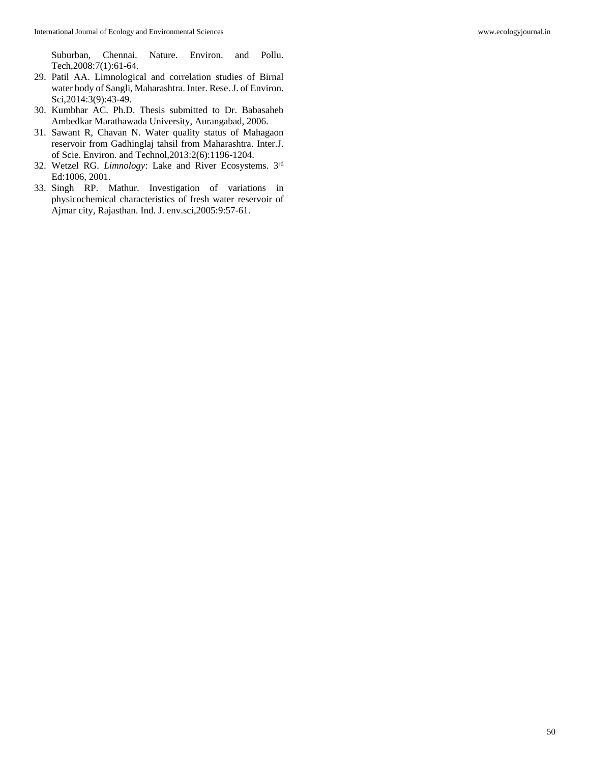Suburban, Chennai. Nature. Environ. and Pollu. Tech,2008:7(1):61-64.

29. Patil AA. Limnological and correlation studies of Birnal water body of Sangli, Maharashtra. Inter. Rese. J. of Environ. Sci,2014:3(9):43-49.
30. Kumbhar AC. Ph.D. Thesis submitted to Dr. Babasaheb Ambedkar Marathawada University, Aurangabad, 2006.
31. Sawant R, Chavan N. Water quality status of Mahagaon reservoir from Gadhinglaj tahsil from Maharashtra. Inter.J. of Scie. Environ. and Technol,2013:2(6):1196-1204.
32. Wetzel RG. *Limnology*: Lake and River Ecosystems. 3rd Ed:1006, 2001.
33. Singh RP. Mathur. Investigation of variations in physicochemical characteristics of fresh water reservoir of Ajmar city, Rajasthan. Ind. J. env.sci,2005:9:57-61.